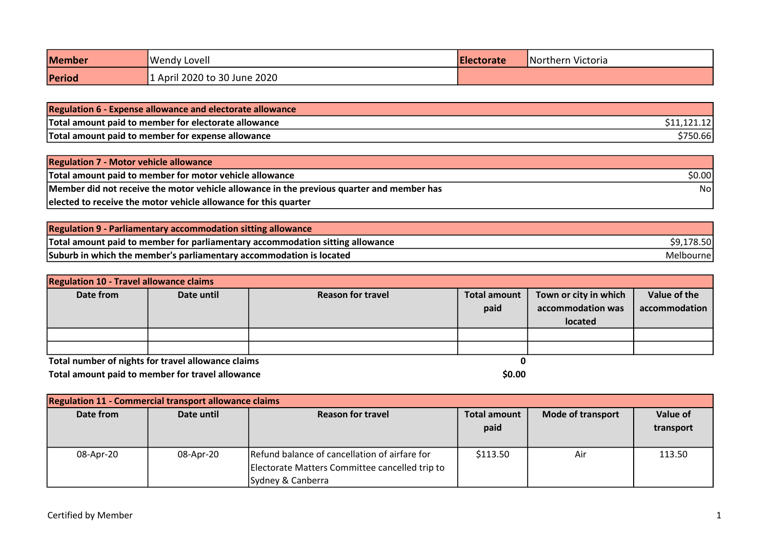| Member | Wendy Lovell | Electorate | Northern Victoria |
|---|---|---|---|
| Period | 1 April 2020 to 30 June 2020 | | |

| Regulation 6 - Expense allowance and electorate allowance | |
|---|---|
| Total amount paid to member for electorate allowance | $11,121.12 |
| Total amount paid to member for expense allowance | $750.66 |

| Regulation 7 - Motor vehicle allowance | |
|---|---|
| Total amount paid to member for motor vehicle allowance | $0.00 |
| Member did not receive the motor vehicle allowance in the previous quarter and member has elected to receive the motor vehicle allowance for this quarter | No |

| Regulation 9 - Parliamentary accommodation sitting allowance | |
|---|---|
| Total amount paid to member for parliamentary accommodation sitting allowance | $9,178.50 |
| Suburb in which the member's parliamentary accommodation is located | Melbourne |

**Regulation 10 - Travel allowance claims**

| Date from | Date until | Reason for travel | Total amount paid | Town or city in which accommodation was located | Value of the accommodation |
|---|---|---|---|---|---|
| | | | | | |
| | | | | | |

**Total number of nights for travel allowance claims** **0**

**Total amount paid to member for travel allowance** **$0.00**

**Regulation 11 - Commercial transport allowance claims**

| Date from | Date until | Reason for travel | Total amount paid | Mode of transport | Value of transport |
|---|---|---|---|---|---|
| 08-Apr-20 | 08-Apr-20 | Refund balance of cancellation of airfare for Electorate Matters Committee cancelled trip to Sydney & Canberra | $113.50 | Air | 113.50 |

Certified by Member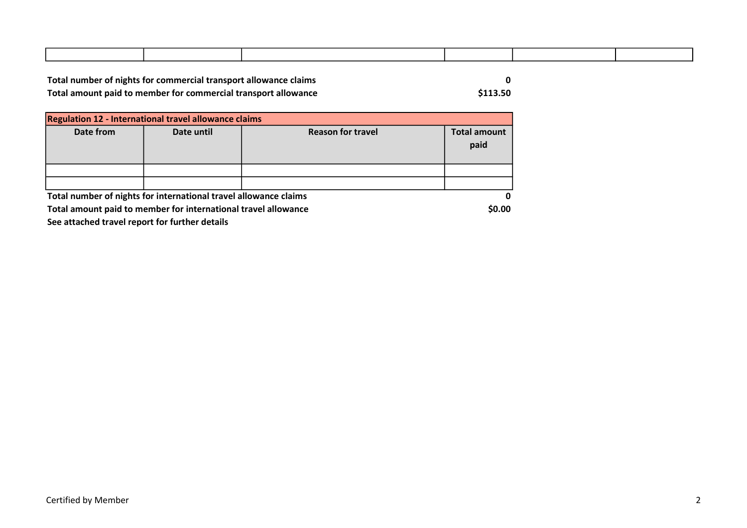| | | | | | |
|---|---|---|---|---|---|
| | | | | | |

**Total number of nights for commercial transport allowance claims** **0**

**Total amount paid to member for commercial transport allowance** **$113.50**

| **Regulation 12 - International travel allowance claims** | | | |
|---|---|---|---|
| **Date from** | **Date until** | **Reason for travel** | **Total amount paid** |
| | | | |
| | | | |

**Total number of nights for international travel allowance claims** **0**

**Total amount paid to member for international travel allowance** **$0.00**

**See attached travel report for further details**

Certified by Member